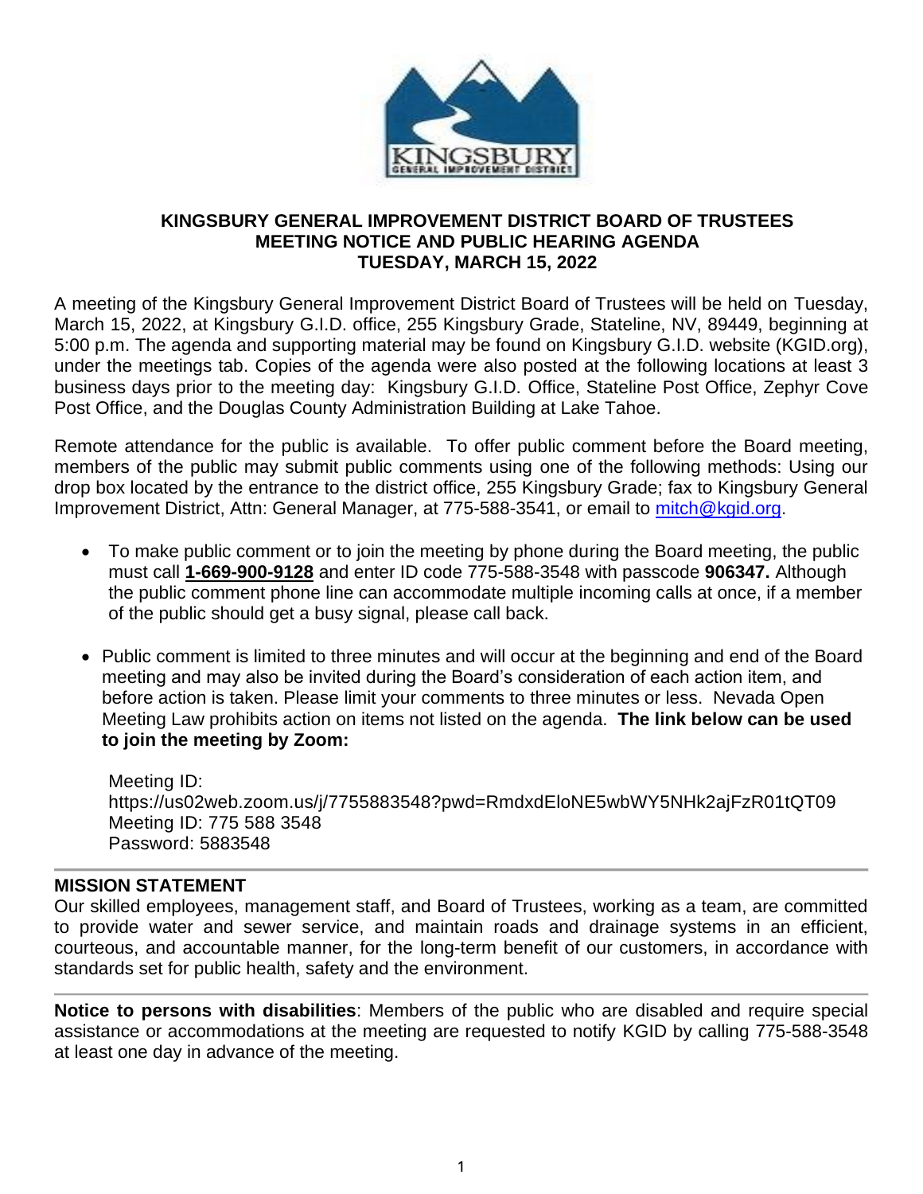# KINGSBURY GENERAL IMPROVEMENT DISTRICT BOARD OF TRUSTEES
## MEETING NOTICE AND PUBLIC HEARING AGENDA
## TUESDAY, MARCH 15, 2022

A meeting of the Kingsbury General Improvement District Board of Trustees will be held on Tuesday, March 15, 2022, at Kingsbury G.I.D. office, 255 Kingsbury Grade, Stateline, NV, 89449, beginning at 5:00 p.m. The agenda and supporting material may be found on Kingsbury G.I.D. website (KGID.org), under the meetings tab. Copies of the agenda were also posted at the following locations at least 3 business days prior to the meeting day: Kingsbury G.I.D. Office, Stateline Post Office, Zephyr Cove Post Office, and the Douglas County Administration Building at Lake Tahoe.

Remote attendance for the public is available. To offer public comment before the Board meeting, members of the public may submit public comments using one of the following methods: Using our drop box located by the entrance to the district office, 255 Kingsbury Grade; fax to Kingsbury General Improvement District, Attn: General Manager, at 775-588-3541, or email to mitch@kgid.org.

- To make public comment or to join the meeting by phone during the Board meeting, the public must call **1-669-900-9128** and enter ID code 775-588-3548 with passcode **906347.** Although the public comment phone line can accommodate multiple incoming calls at once, if a member of the public should get a busy signal, please call back.

- Public comment is limited to three minutes and will occur at the beginning and end of the Board meeting and may also be invited during the Board's consideration of each action item, and before action is taken. Please limit your comments to three minutes or less. Nevada Open Meeting Law prohibits action on items not listed on the agenda. **The link below can be used to join the meeting by Zoom:**

  Meeting ID:
  https://us02web.zoom.us/j/7755883548?pwd=RmdxdEloNE5wbWY5NHk2ajFzR01tQT09
  Meeting ID: 775 588 3548
  Password: 5883548

---

**MISSION STATEMENT**

Our skilled employees, management staff, and Board of Trustees, working as a team, are committed to provide water and sewer service, and maintain roads and drainage systems in an efficient, courteous, and accountable manner, for the long-term benefit of our customers, in accordance with standards set for public health, safety and the environment.

---

**Notice to persons with disabilities**: Members of the public who are disabled and require special assistance or accommodations at the meeting are requested to notify KGID by calling 775-588-3548 at least one day in advance of the meeting.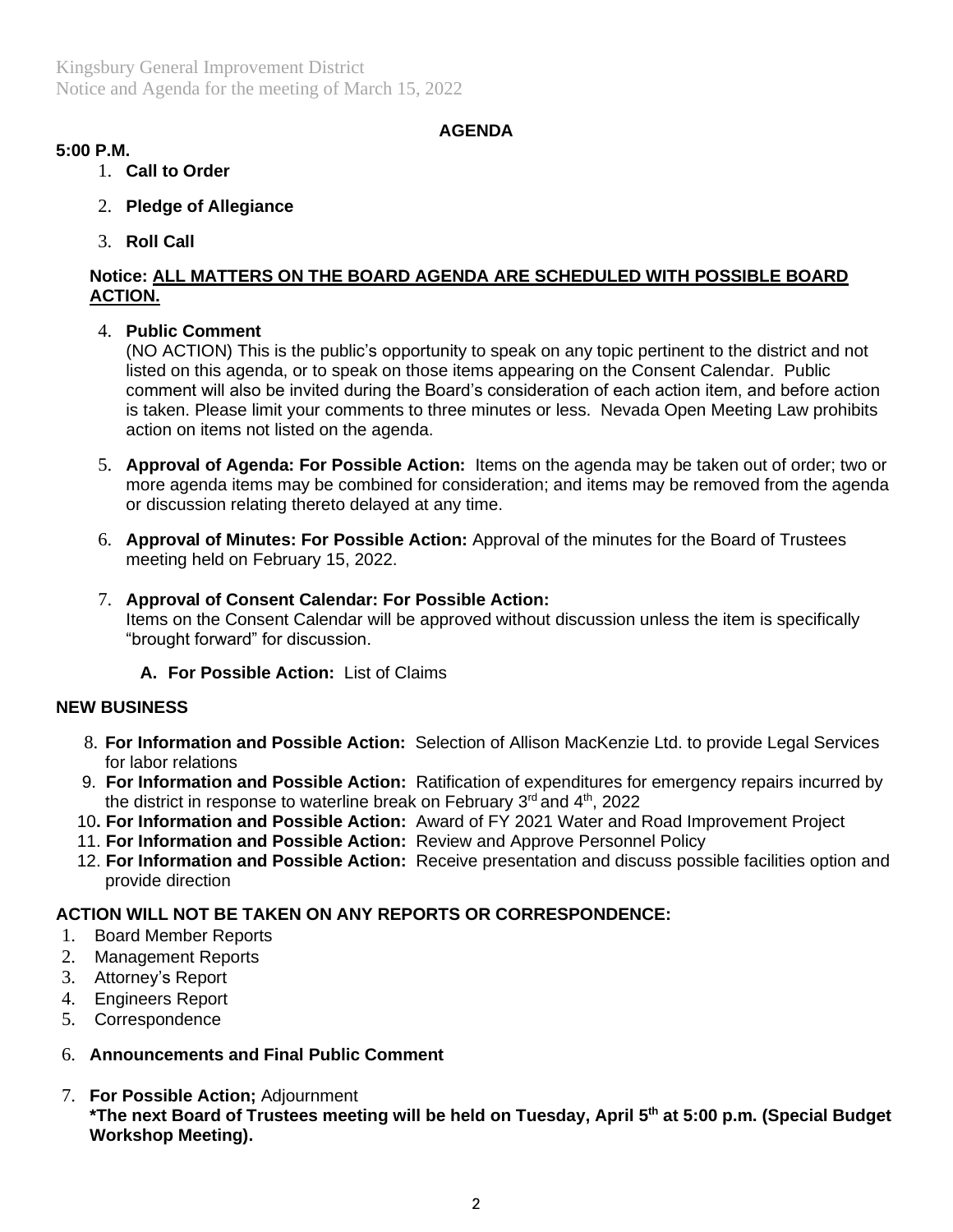Kingsbury General Improvement District
Notice and Agenda for the meeting of March 15, 2022

## AGENDA

**5:00 P.M.**

1. **Call to Order**
2. **Pledge of Allegiance**
3. **Roll Call**

**Notice: ALL MATTERS ON THE BOARD AGENDA ARE SCHEDULED WITH POSSIBLE BOARD ACTION.**

4. **Public Comment**
   (NO ACTION) This is the public's opportunity to speak on any topic pertinent to the district and not listed on this agenda, or to speak on those items appearing on the Consent Calendar. Public comment will also be invited during the Board's consideration of each action item, and before action is taken. Please limit your comments to three minutes or less. Nevada Open Meeting Law prohibits action on items not listed on the agenda.
5. **Approval of Agenda: For Possible Action:** Items on the agenda may be taken out of order; two or more agenda items may be combined for consideration; and items may be removed from the agenda or discussion relating thereto delayed at any time.
6. **Approval of Minutes: For Possible Action:** Approval of the minutes for the Board of Trustees meeting held on February 15, 2022.
7. **Approval of Consent Calendar: For Possible Action:**
   Items on the Consent Calendar will be approved without discussion unless the item is specifically "brought forward" for discussion.
   - **A. For Possible Action:** List of Claims

### NEW BUSINESS

8. **For Information and Possible Action:** Selection of Allison MacKenzie Ltd. to provide Legal Services for labor relations
9. **For Information and Possible Action:** Ratification of expenditures for emergency repairs incurred by the district in response to waterline break on February 3rd and 4th, 2022
10. **For Information and Possible Action:** Award of FY 2021 Water and Road Improvement Project
11. **For Information and Possible Action:** Review and Approve Personnel Policy
12. **For Information and Possible Action:** Receive presentation and discuss possible facilities option and provide direction

### ACTION WILL NOT BE TAKEN ON ANY REPORTS OR CORRESPONDENCE:

1. Board Member Reports
2. Management Reports
3. Attorney's Report
4. Engineers Report
5. Correspondence
6. **Announcements and Final Public Comment**
7. **For Possible Action;** Adjournment
   **\*The next Board of Trustees meeting will be held on Tuesday, April 5th at 5:00 p.m. (Special Budget Workshop Meeting).**